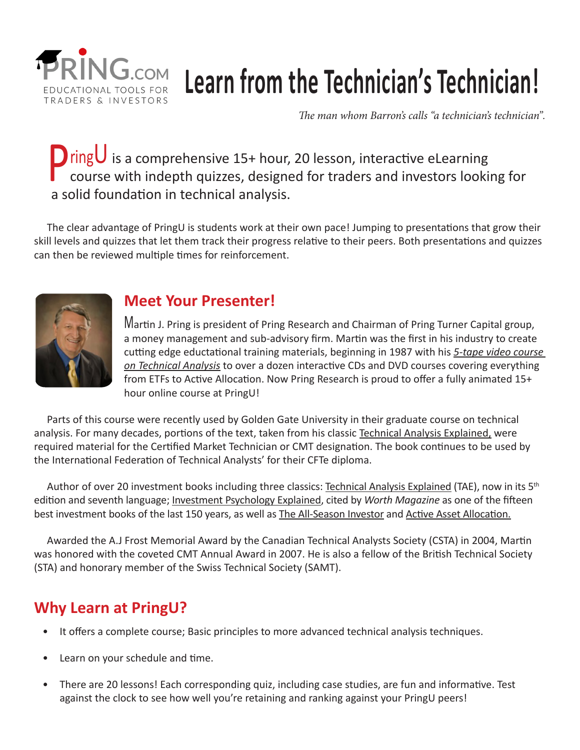PRING.COM
EDUCATIONAL TOOLS FOR TRADERS & INVESTORS

# Learn from the Technician's Technician!

*The man whom Barron's calls "a technician's technician".*

PringU is a comprehensive 15+ hour, 20 lesson, interactive eLearning course with indepth quizzes, designed for traders and investors looking for a solid foundation in technical analysis.

The clear advantage of PringU is students work at their own pace! Jumping to presentations that grow their skill levels and quizzes that let them track their progress relative to their peers. Both presentations and quizzes can then be reviewed multiple times for reinforcement.

## Meet Your Presenter!

Martin J. Pring is president of Pring Research and Chairman of Pring Turner Capital group, a money management and sub-advisory firm. Martin was the first in his industry to create cutting edge eductational training materials, beginning in 1987 with his *5-tape video course on Technical Analysis* to over a dozen interactive CDs and DVD courses covering everything from ETFs to Active Allocation. Now Pring Research is proud to offer a fully animated 15+ hour online course at PringU!

Parts of this course were recently used by Golden Gate University in their graduate course on technical analysis. For many decades, portions of the text, taken from his classic Technical Analysis Explained, were required material for the Certified Market Technician or CMT designation. The book continues to be used by the International Federation of Technical Analysts' for their CFTe diploma.

Author of over 20 investment books including three classics: Technical Analysis Explained (TAE), now in its 5th edition and seventh language; Investment Psychology Explained, cited by *Worth Magazine* as one of the fifteen best investment books of the last 150 years, as well as The All-Season Investor and Active Asset Allocation.

Awarded the A.J Frost Memorial Award by the Canadian Technical Analysts Society (CSTA) in 2004, Martin was honored with the coveted CMT Annual Award in 2007. He is also a fellow of the British Technical Society (STA) and honorary member of the Swiss Technical Society (SAMT).

## Why Learn at PringU?

- It offers a complete course; Basic principles to more advanced technical analysis techniques.
- Learn on your schedule and time.
- There are 20 lessons! Each corresponding quiz, including case studies, are fun and informative. Test against the clock to see how well you're retaining and ranking against your PringU peers!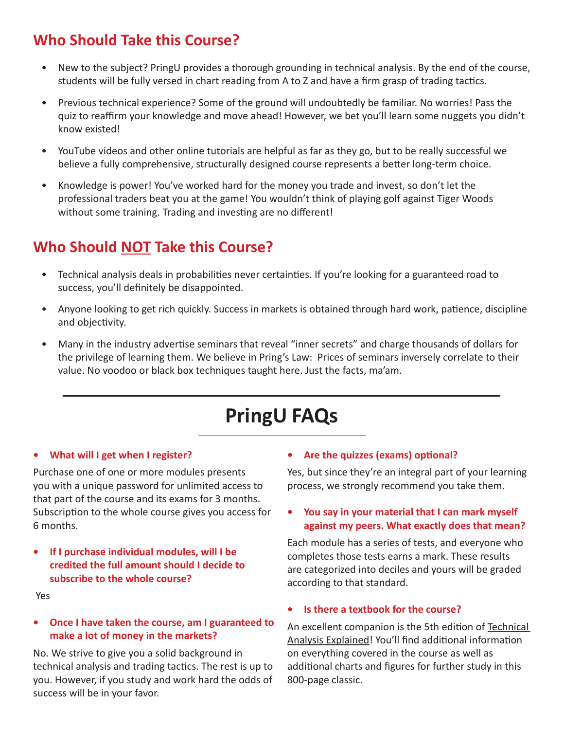## Who Should Take this Course?

- New to the subject? PringU provides a thorough grounding in technical analysis. By the end of the course, students will be fully versed in chart reading from A to Z and have a firm grasp of trading tactics.
- Previous technical experience? Some of the ground will undoubtedly be familiar. No worries! Pass the quiz to reaffirm your knowledge and move ahead! However, we bet you'll learn some nuggets you didn't know existed!
- YouTube videos and other online tutorials are helpful as far as they go, but to be really successful we believe a fully comprehensive, structurally designed course represents a better long-term choice.
- Knowledge is power! You've worked hard for the money you trade and invest, so don't let the professional traders beat you at the game! You wouldn't think of playing golf against Tiger Woods without some training. Trading and investing are no different!

## Who Should NOT Take this Course?

- Technical analysis deals in probabilities never certainties. If you're looking for a guaranteed road to success, you'll definitely be disappointed.
- Anyone looking to get rich quickly. Success in markets is obtained through hard work, patience, discipline and objectivity.
- Many in the industry advertise seminars that reveal "inner secrets" and charge thousands of dollars for the privilege of learning them. We believe in Pring's Law: Prices of seminars inversely correlate to their value. No voodoo or black box techniques taught here. Just the facts, ma'am.

---

# PringU FAQs

- **What will I get when I register?**

Purchase one of one or more modules presents you with a unique password for unlimited access to that part of the course and its exams for 3 months. Subscription to the whole course gives you access for 6 months.

- **If I purchase individual modules, will I be credited the full amount should I decide to subscribe to the whole course?**

Yes

- **Once I have taken the course, am I guaranteed to make a lot of money in the markets?**

No. We strive to give you a solid background in technical analysis and trading tactics. The rest is up to you. However, if you study and work hard the odds of success will be in your favor.

- **Are the quizzes (exams) optional?**

Yes, but since they're an integral part of your learning process, we strongly recommend you take them.

- **You say in your material that I can mark myself against my peers. What exactly does that mean?**

Each module has a series of tests, and everyone who completes those tests earns a mark. These results are categorized into deciles and yours will be graded according to that standard.

- **Is there a textbook for the course?**

An excellent companion is the 5th edition of Technical Analysis Explained! You'll find additional information on everything covered in the course as well as additional charts and figures for further study in this 800-page classic.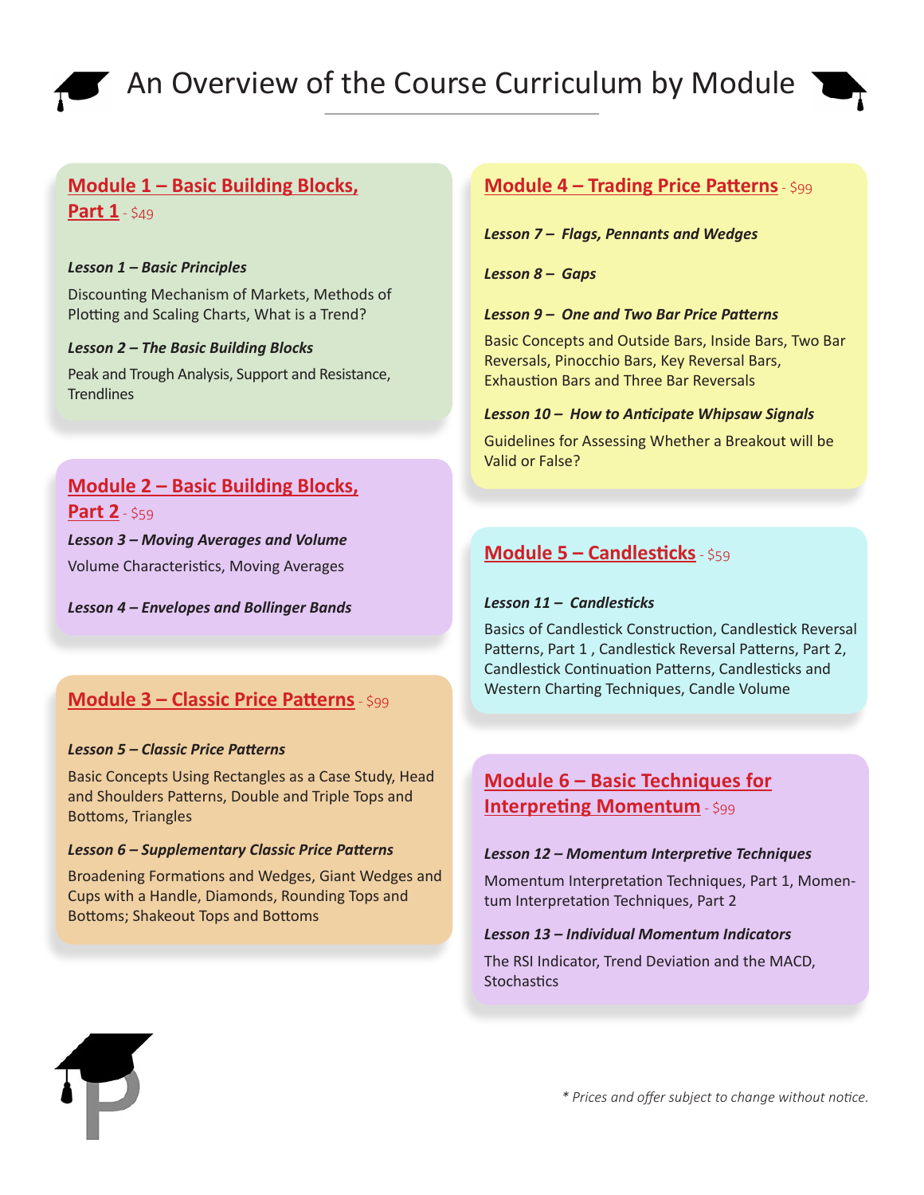# An Overview of the Course Curriculum by Module

## Module 1 – Basic Building Blocks, Part 1 - $49

***Lesson 1 – Basic Principles***

Discounting Mechanism of Markets, Methods of Plotting and Scaling Charts, What is a Trend?

***Lesson 2 – The Basic Building Blocks***

Peak and Trough Analysis, Support and Resistance, Trendlines

## Module 2 – Basic Building Blocks, Part 2 - $59

***Lesson 3 – Moving Averages and Volume***

Volume Characteristics, Moving Averages

***Lesson 4 – Envelopes and Bollinger Bands***

## Module 3 – Classic Price Patterns - $99

***Lesson 5 – Classic Price Patterns***

Basic Concepts Using Rectangles as a Case Study, Head and Shoulders Patterns, Double and Triple Tops and Bottoms, Triangles

***Lesson 6 – Supplementary Classic Price Patterns***

Broadening Formations and Wedges, Giant Wedges and Cups with a Handle, Diamonds, Rounding Tops and Bottoms; Shakeout Tops and Bottoms

## Module 4 – Trading Price Patterns - $99

***Lesson 7 – Flags, Pennants and Wedges***

***Lesson 8 – Gaps***

***Lesson 9 – One and Two Bar Price Patterns***

Basic Concepts and Outside Bars, Inside Bars, Two Bar Reversals, Pinocchio Bars, Key Reversal Bars, Exhaustion Bars and Three Bar Reversals

***Lesson 10 – How to Anticipate Whipsaw Signals***

Guidelines for Assessing Whether a Breakout will be Valid or False?

## Module 5 – Candlesticks - $59

***Lesson 11 – Candlesticks***

Basics of Candlestick Construction, Candlestick Reversal Patterns, Part 1 , Candlestick Reversal Patterns, Part 2, Candlestick Continuation Patterns, Candlesticks and Western Charting Techniques, Candle Volume

## Module 6 – Basic Techniques for Interpreting Momentum - $99

***Lesson 12 – Momentum Interpretive Techniques***

Momentum Interpretation Techniques, Part 1, Momentum Interpretation Techniques, Part 2

***Lesson 13 – Individual Momentum Indicators***

The RSI Indicator, Trend Deviation and the MACD, Stochastics

*\* Prices and offer subject to change without notice.*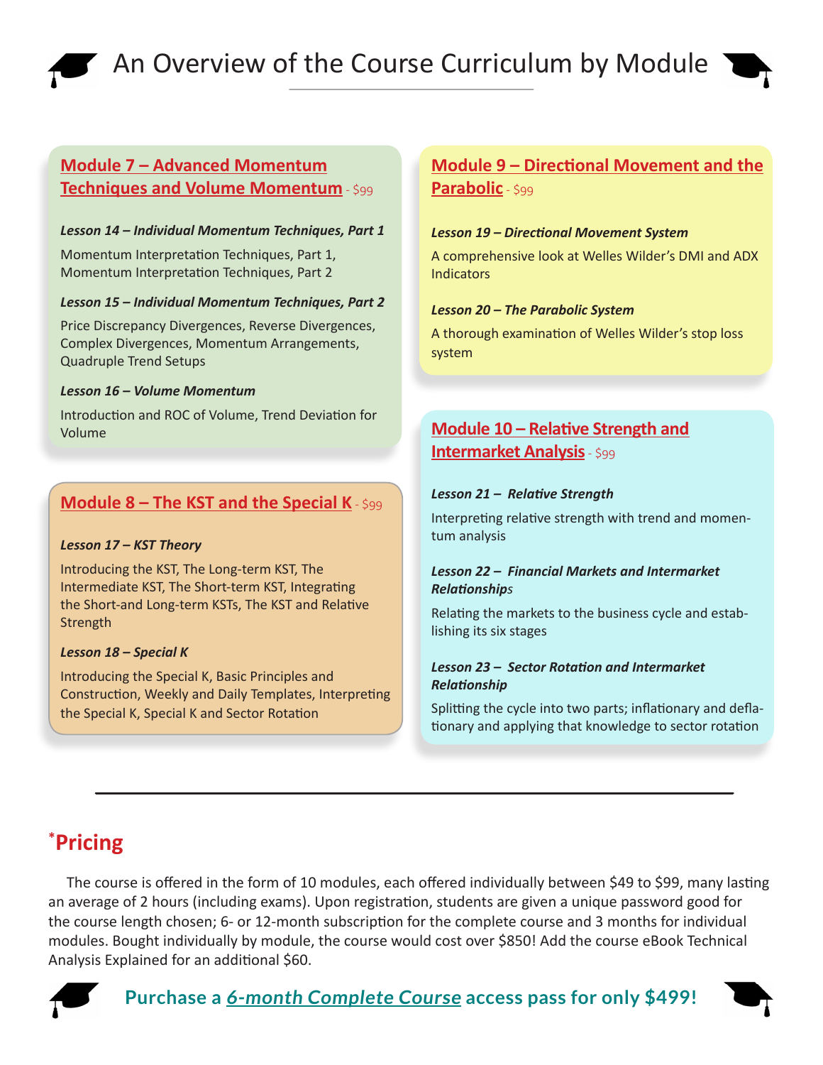# An Overview of the Course Curriculum by Module

## Module 7 – Advanced Momentum Techniques and Volume Momentum - $99

***Lesson 14 – Individual Momentum Techniques, Part 1***

Momentum Interpretation Techniques, Part 1, Momentum Interpretation Techniques, Part 2

***Lesson 15 – Individual Momentum Techniques, Part 2***

Price Discrepancy Divergences, Reverse Divergences, Complex Divergences, Momentum Arrangements, Quadruple Trend Setups

***Lesson 16 – Volume Momentum***

Introduction and ROC of Volume, Trend Deviation for Volume

## Module 8 – The KST and the Special K - $99

***Lesson 17 – KST Theory***

Introducing the KST, The Long-term KST, The Intermediate KST, The Short-term KST, Integrating the Short-and Long-term KSTs, The KST and Relative Strength

***Lesson 18 – Special K***

Introducing the Special K, Basic Principles and Construction, Weekly and Daily Templates, Interpreting the Special K, Special K and Sector Rotation

## Module 9 – Directional Movement and the Parabolic - $99

***Lesson 19 – Directional Movement System***

A comprehensive look at Welles Wilder's DMI and ADX Indicators

***Lesson 20 – The Parabolic System***

A thorough examination of Welles Wilder's stop loss system

## Module 10 – Relative Strength and Intermarket Analysis - $99

***Lesson 21 – Relative Strength***

Interpreting relative strength with trend and momentum analysis

***Lesson 22 – Financial Markets and Intermarket Relationships***

Relating the markets to the business cycle and establishing its six stages

***Lesson 23 – Sector Rotation and Intermarket Relationship***

Splitting the cycle into two parts; inflationary and deflationary and applying that knowledge to sector rotation

---

## *Pricing

The course is offered in the form of 10 modules, each offered individually between $49 to $99, many lasting an average of 2 hours (including exams). Upon registration, students are given a unique password good for the course length chosen; 6- or 12-month subscription for the complete course and 3 months for individual modules. Bought individually by module, the course would cost over $850! Add the course eBook Technical Analysis Explained for an additional $60.

**Purchase a *6-month Complete Course* access pass for only $499!**